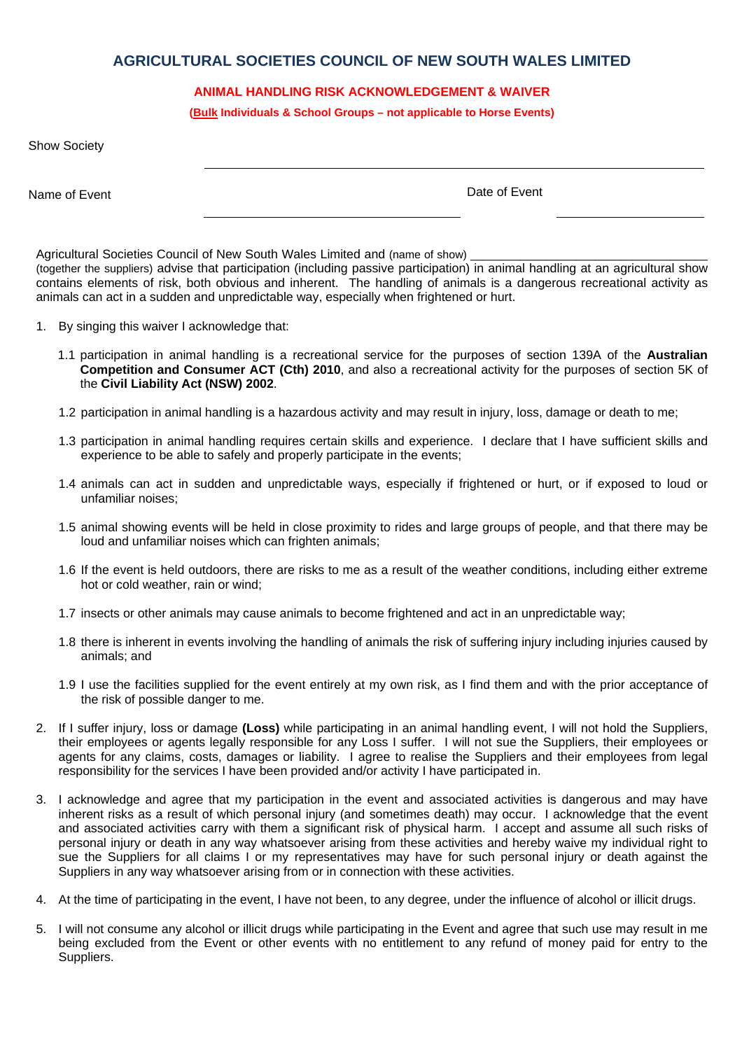# AGRICULTURAL SOCIETIES COUNCIL OF NEW SOUTH WALES LIMITED

## ANIMAL HANDLING RISK ACKNOWLEDGEMENT & WAIVER

**(Bulk Individuals & School Groups – not applicable to Horse Events)**

Show Society ______________________________________________

Name of Event ______________________________ Date of Event ________________

Agricultural Societies Council of New South Wales Limited and (name of show) ______________________________ (together the suppliers) advise that participation (including passive participation) in animal handling at an agricultural show contains elements of risk, both obvious and inherent. The handling of animals is a dangerous recreational activity as animals can act in a sudden and unpredictable way, especially when frightened or hurt.

1. By singing this waiver I acknowledge that:

   1.1 participation in animal handling is a recreational service for the purposes of section 139A of the **Australian Competition and Consumer ACT (Cth) 2010**, and also a recreational activity for the purposes of section 5K of the **Civil Liability Act (NSW) 2002**.

   1.2 participation in animal handling is a hazardous activity and may result in injury, loss, damage or death to me;

   1.3 participation in animal handling requires certain skills and experience. I declare that I have sufficient skills and experience to be able to safely and properly participate in the events;

   1.4 animals can act in sudden and unpredictable ways, especially if frightened or hurt, or if exposed to loud or unfamiliar noises;

   1.5 animal showing events will be held in close proximity to rides and large groups of people, and that there may be loud and unfamiliar noises which can frighten animals;

   1.6 If the event is held outdoors, there are risks to me as a result of the weather conditions, including either extreme hot or cold weather, rain or wind;

   1.7 insects or other animals may cause animals to become frightened and act in an unpredictable way;

   1.8 there is inherent in events involving the handling of animals the risk of suffering injury including injuries caused by animals; and

   1.9 I use the facilities supplied for the event entirely at my own risk, as I find them and with the prior acceptance of the risk of possible danger to me.

2. If I suffer injury, loss or damage **(Loss)** while participating in an animal handling event, I will not hold the Suppliers, their employees or agents legally responsible for any Loss I suffer. I will not sue the Suppliers, their employees or agents for any claims, costs, damages or liability. I agree to realise the Suppliers and their employees from legal responsibility for the services I have been provided and/or activity I have participated in.

3. I acknowledge and agree that my participation in the event and associated activities is dangerous and may have inherent risks as a result of which personal injury (and sometimes death) may occur. I acknowledge that the event and associated activities carry with them a significant risk of physical harm. I accept and assume all such risks of personal injury or death in any way whatsoever arising from these activities and hereby waive my individual right to sue the Suppliers for all claims I or my representatives may have for such personal injury or death against the Suppliers in any way whatsoever arising from or in connection with these activities.

4. At the time of participating in the event, I have not been, to any degree, under the influence of alcohol or illicit drugs.

5. I will not consume any alcohol or illicit drugs while participating in the Event and agree that such use may result in me being excluded from the Event or other events with no entitlement to any refund of money paid for entry to the Suppliers.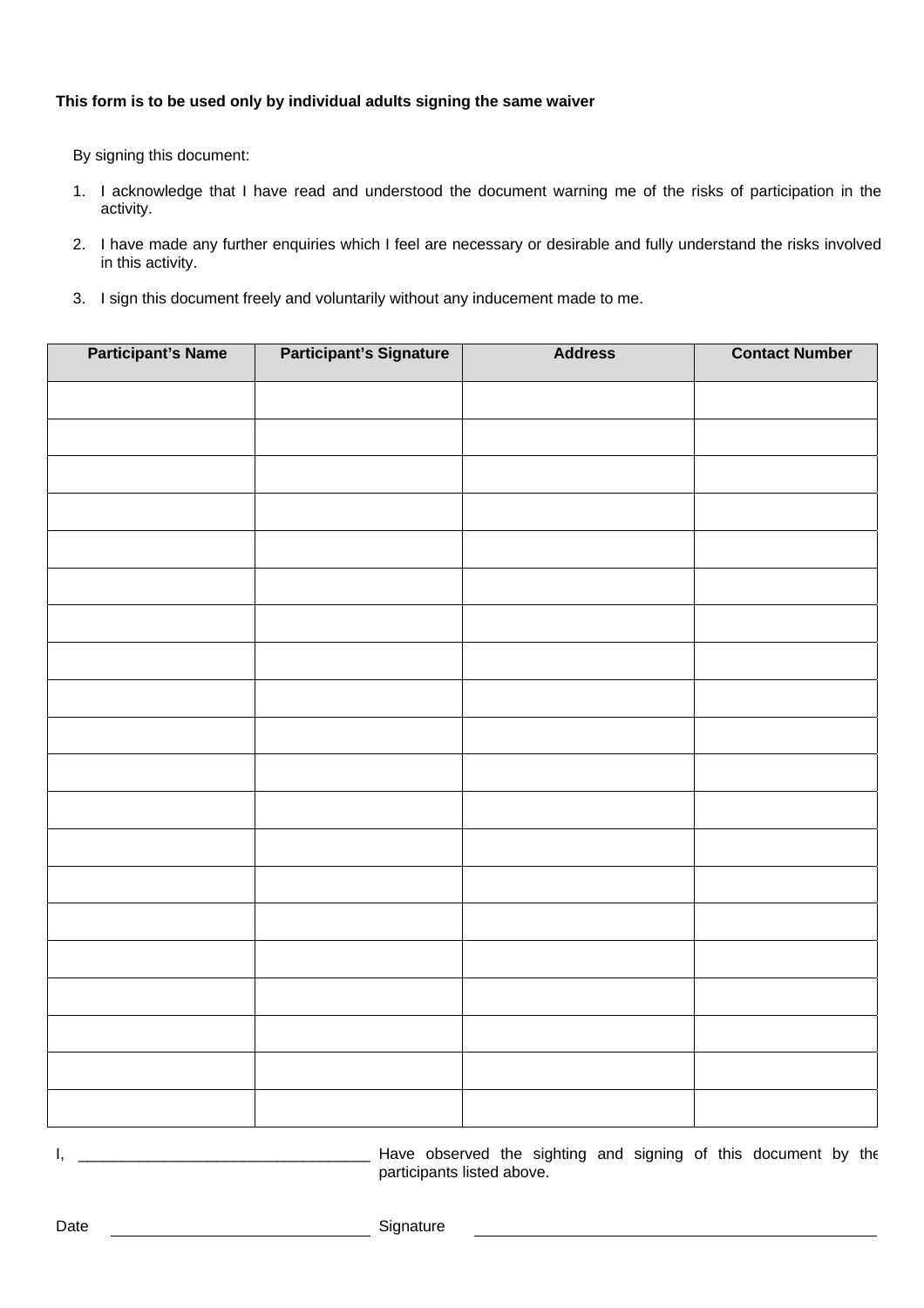**This form is to be used only by individual adults signing the same waiver**

By signing this document:

1. I acknowledge that I have read and understood the document warning me of the risks of participation in the activity.
2. I have made any further enquiries which I feel are necessary or desirable and fully understand the risks involved in this activity.
3. I sign this document freely and voluntarily without any inducement made to me.

| Participant's Name | Participant's Signature | Address | Contact Number |
|---|---|---|---|
| | | | |
| | | | |
| | | | |
| | | | |
| | | | |
| | | | |
| | | | |
| | | | |
| | | | |
| | | | |
| | | | |
| | | | |
| | | | |
| | | | |
| | | | |
| | | | |
| | | | |
| | | | |
| | | | |
| | | | |

I, __________________________________ Have observed the sighting and signing of this document by the participants listed above.

Date ______________________________ Signature ______________________________________________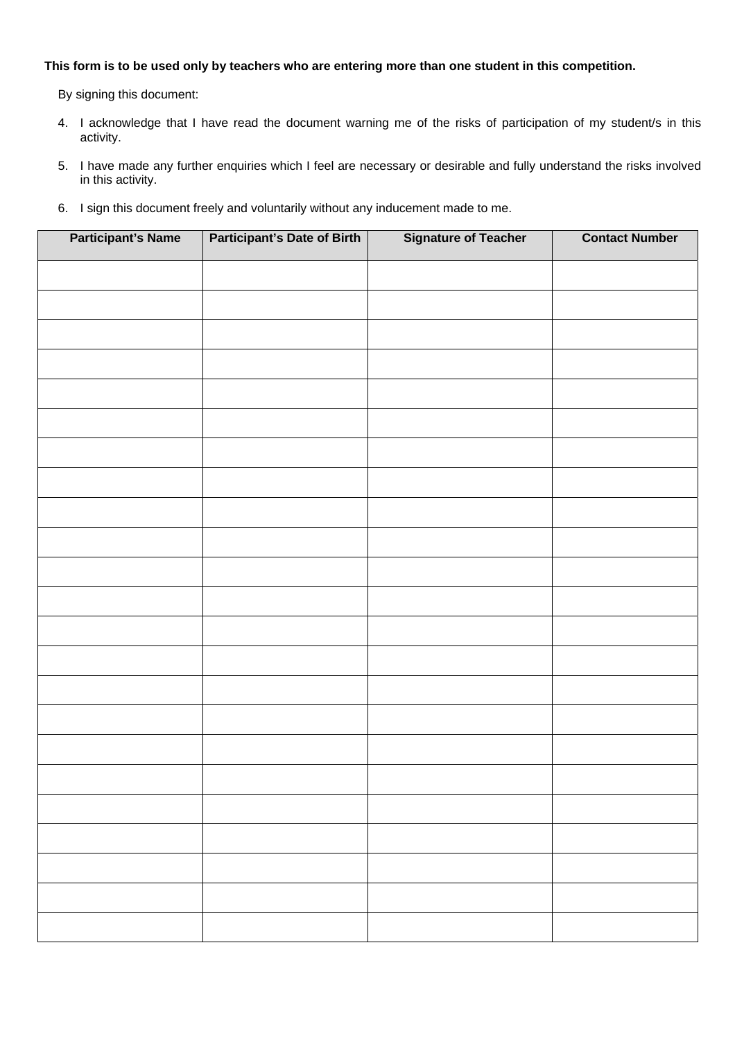**This form is to be used only by teachers who are entering more than one student in this competition.**

By signing this document:

4. I acknowledge that I have read the document warning me of the risks of participation of my student/s in this activity.

5. I have made any further enquiries which I feel are necessary or desirable and fully understand the risks involved in this activity.

6. I sign this document freely and voluntarily without any inducement made to me.

| Participant's Name | Participant's Date of Birth | Signature of Teacher | Contact Number |
|---|---|---|---|
| | | | |
| | | | |
| | | | |
| | | | |
| | | | |
| | | | |
| | | | |
| | | | |
| | | | |
| | | | |
| | | | |
| | | | |
| | | | |
| | | | |
| | | | |
| | | | |
| | | | |
| | | | |
| | | | |
| | | | |
| | | | |
| | | | |
| | | | |